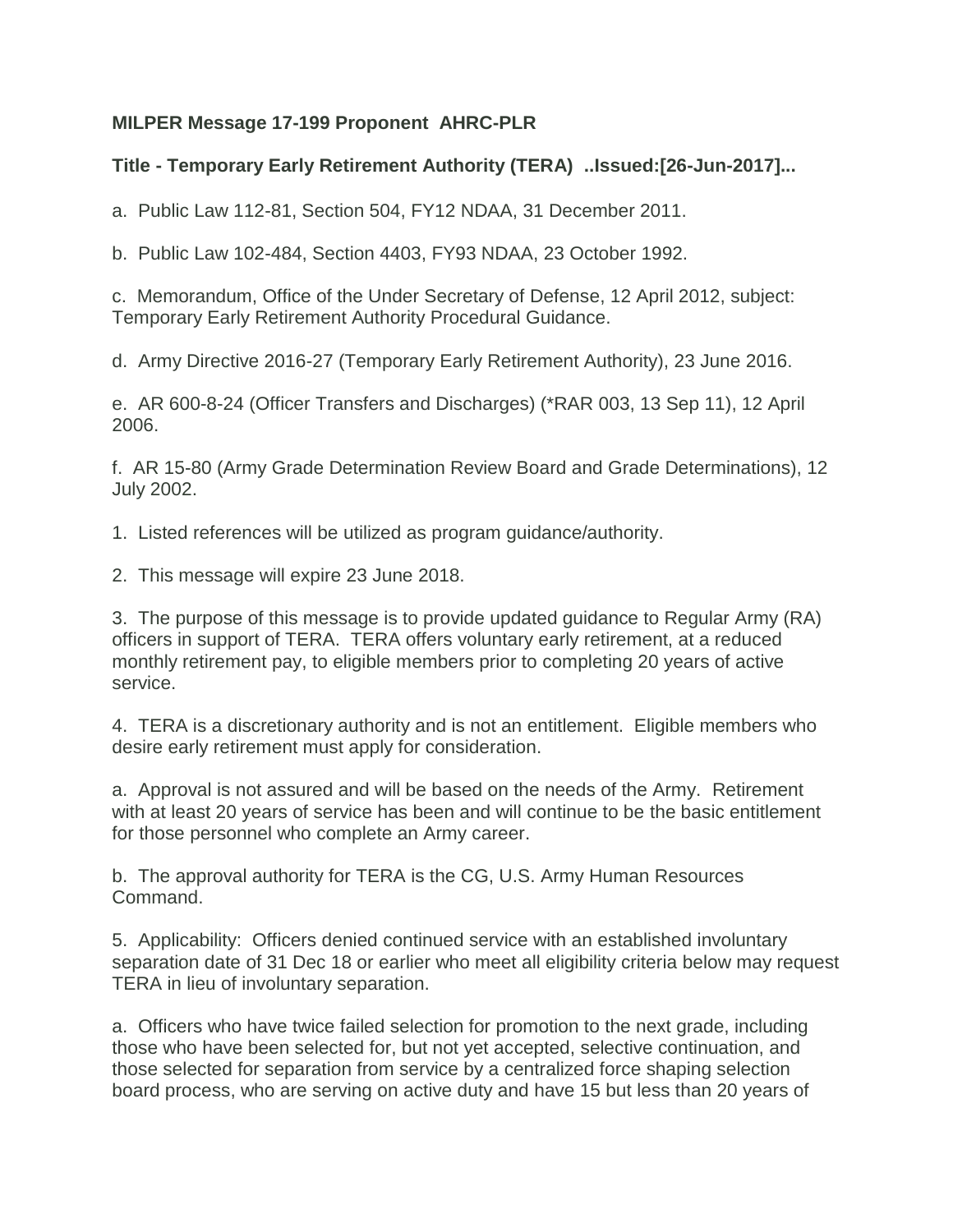**MILPER Message 17-199 Proponent AHRC-PLR**

**Title - Temporary Early Retirement Authority (TERA) ..Issued:[26-Jun-2017]...**

a. Public Law 112-81, Section 504, FY12 NDAA, 31 December 2011.

b. Public Law 102-484, Section 4403, FY93 NDAA, 23 October 1992.

c. Memorandum, Office of the Under Secretary of Defense, 12 April 2012, subject: Temporary Early Retirement Authority Procedural Guidance.

d. Army Directive 2016-27 (Temporary Early Retirement Authority), 23 June 2016.

e. AR 600-8-24 (Officer Transfers and Discharges) (*RAR 003, 13 Sep 11), 12 April 2006.

f. AR 15-80 (Army Grade Determination Review Board and Grade Determinations), 12 July 2002.

1. Listed references will be utilized as program guidance/authority.

2. This message will expire 23 June 2018.

3. The purpose of this message is to provide updated guidance to Regular Army (RA) officers in support of TERA. TERA offers voluntary early retirement, at a reduced monthly retirement pay, to eligible members prior to completing 20 years of active service.

4. TERA is a discretionary authority and is not an entitlement. Eligible members who desire early retirement must apply for consideration.

a. Approval is not assured and will be based on the needs of the Army. Retirement with at least 20 years of service has been and will continue to be the basic entitlement for those personnel who complete an Army career.

b. The approval authority for TERA is the CG, U.S. Army Human Resources Command.

5. Applicability: Officers denied continued service with an established involuntary separation date of 31 Dec 18 or earlier who meet all eligibility criteria below may request TERA in lieu of involuntary separation.

a. Officers who have twice failed selection for promotion to the next grade, including those who have been selected for, but not yet accepted, selective continuation, and those selected for separation from service by a centralized force shaping selection board process, who are serving on active duty and have 15 but less than 20 years of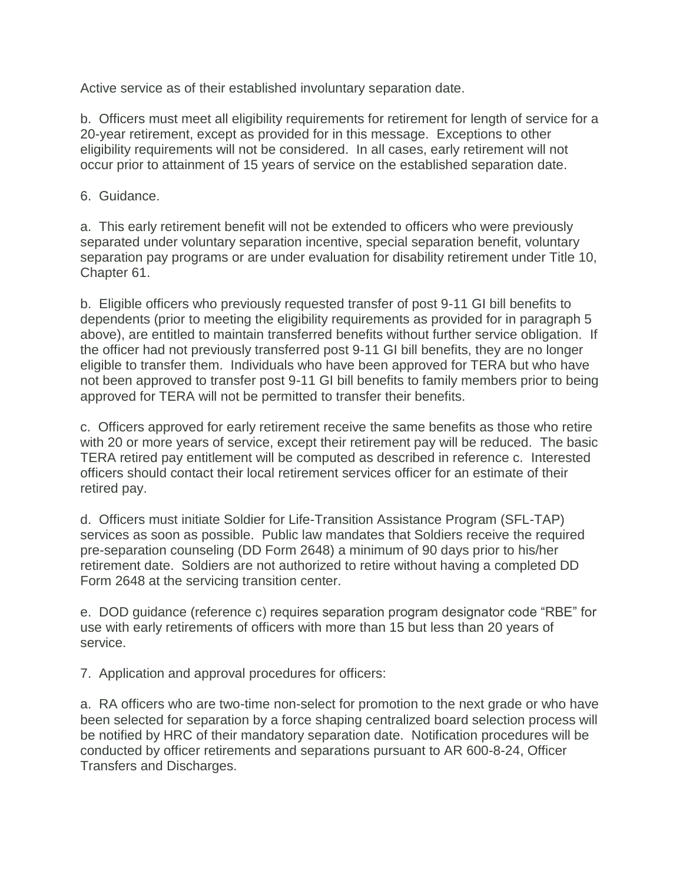Active service as of their established involuntary separation date.

b. Officers must meet all eligibility requirements for retirement for length of service for a 20-year retirement, except as provided for in this message. Exceptions to other eligibility requirements will not be considered. In all cases, early retirement will not occur prior to attainment of 15 years of service on the established separation date.

6. Guidance.

a. This early retirement benefit will not be extended to officers who were previously separated under voluntary separation incentive, special separation benefit, voluntary separation pay programs or are under evaluation for disability retirement under Title 10, Chapter 61.

b. Eligible officers who previously requested transfer of post 9-11 GI bill benefits to dependents (prior to meeting the eligibility requirements as provided for in paragraph 5 above), are entitled to maintain transferred benefits without further service obligation. If the officer had not previously transferred post 9-11 GI bill benefits, they are no longer eligible to transfer them. Individuals who have been approved for TERA but who have not been approved to transfer post 9-11 GI bill benefits to family members prior to being approved for TERA will not be permitted to transfer their benefits.

c. Officers approved for early retirement receive the same benefits as those who retire with 20 or more years of service, except their retirement pay will be reduced. The basic TERA retired pay entitlement will be computed as described in reference c. Interested officers should contact their local retirement services officer for an estimate of their retired pay.

d. Officers must initiate Soldier for Life-Transition Assistance Program (SFL-TAP) services as soon as possible. Public law mandates that Soldiers receive the required pre-separation counseling (DD Form 2648) a minimum of 90 days prior to his/her retirement date. Soldiers are not authorized to retire without having a completed DD Form 2648 at the servicing transition center.

e. DOD guidance (reference c) requires separation program designator code "RBE" for use with early retirements of officers with more than 15 but less than 20 years of service.

7. Application and approval procedures for officers:

a. RA officers who are two-time non-select for promotion to the next grade or who have been selected for separation by a force shaping centralized board selection process will be notified by HRC of their mandatory separation date. Notification procedures will be conducted by officer retirements and separations pursuant to AR 600-8-24, Officer Transfers and Discharges.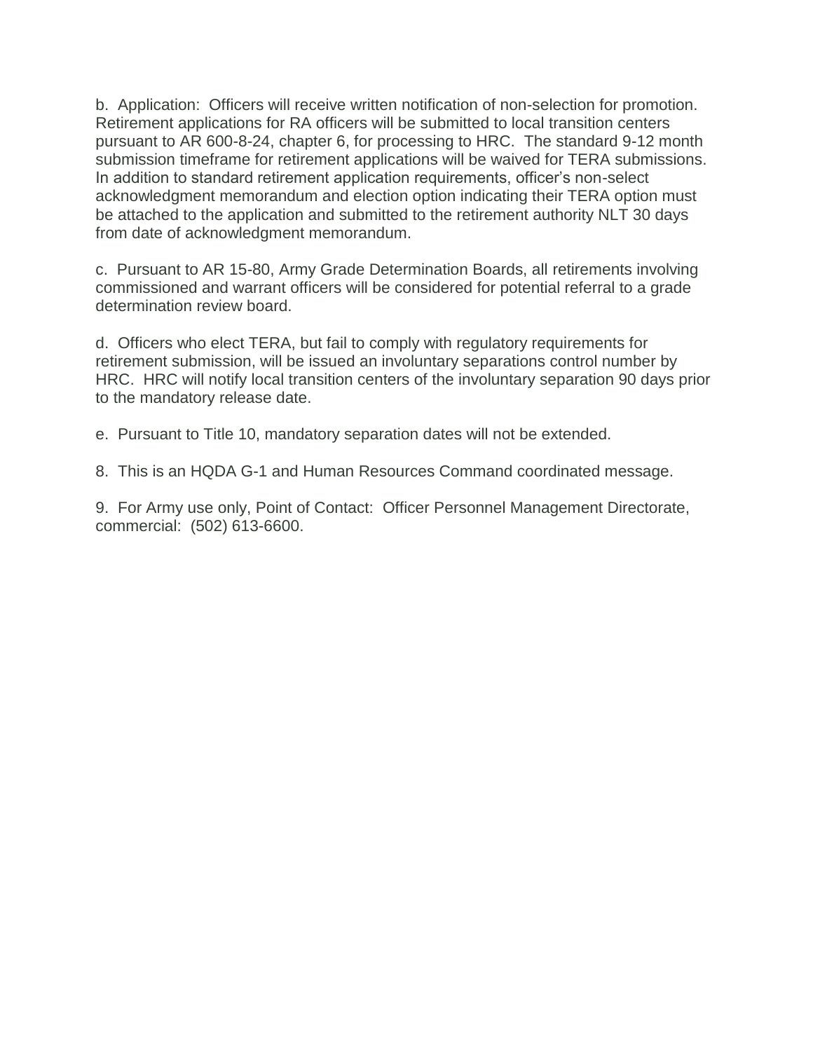b. Application: Officers will receive written notification of non-selection for promotion. Retirement applications for RA officers will be submitted to local transition centers pursuant to AR 600-8-24, chapter 6, for processing to HRC. The standard 9-12 month submission timeframe for retirement applications will be waived for TERA submissions. In addition to standard retirement application requirements, officer's non-select acknowledgment memorandum and election option indicating their TERA option must be attached to the application and submitted to the retirement authority NLT 30 days from date of acknowledgment memorandum.

c. Pursuant to AR 15-80, Army Grade Determination Boards, all retirements involving commissioned and warrant officers will be considered for potential referral to a grade determination review board.

d. Officers who elect TERA, but fail to comply with regulatory requirements for retirement submission, will be issued an involuntary separations control number by HRC. HRC will notify local transition centers of the involuntary separation 90 days prior to the mandatory release date.

e. Pursuant to Title 10, mandatory separation dates will not be extended.

8. This is an HQDA G-1 and Human Resources Command coordinated message.

9. For Army use only, Point of Contact: Officer Personnel Management Directorate, commercial: (502) 613-6600.